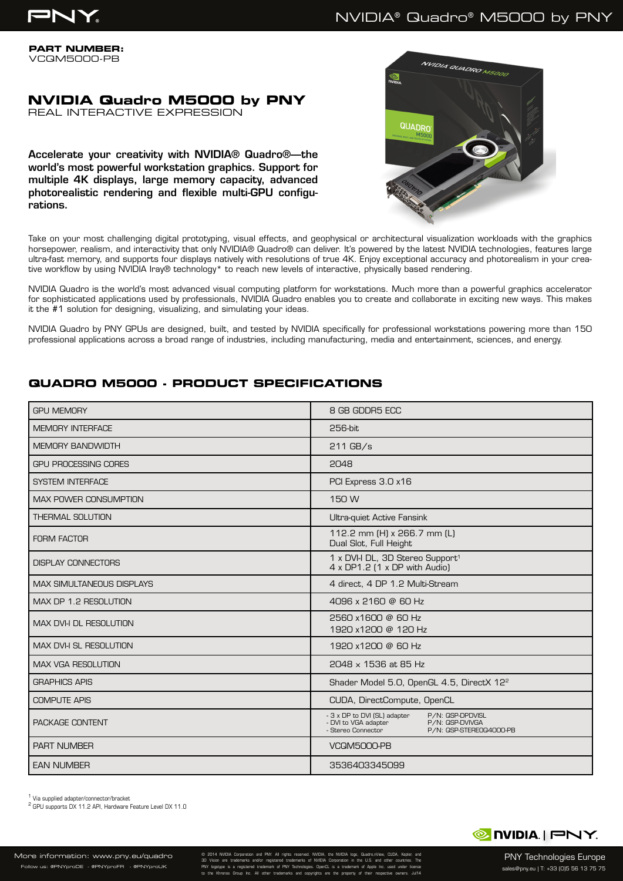**PART NUMBER:**
VCQM5000-PB

# NVIDIA Quadro M5000 by PNY

REAL INTERACTIVE EXPRESSION

**Accelerate your creativity with NVIDIA® Quadro®—the world's most powerful workstation graphics. Support for multiple 4K displays, large memory capacity, advanced photorealistic rendering and flexible multi-GPU configurations.**

Take on your most challenging digital prototyping, visual effects, and geophysical or architectural visualization workloads with the graphics horsepower, realism, and interactivity that only NVIDIA® Quadro® can deliver. It's powered by the latest NVIDIA technologies, features large ultra-fast memory, and supports four displays natively with resolutions of true 4K. Enjoy exceptional accuracy and photorealism in your creative workflow by using NVIDIA Iray® technology* to reach new levels of interactive, physically based rendering.

NVIDIA Quadro is the world's most advanced visual computing platform for workstations. Much more than a powerful graphics accelerator for sophisticated applications used by professionals, NVIDIA Quadro enables you to create and collaborate in exciting new ways. This makes it the #1 solution for designing, visualizing, and simulating your ideas.

NVIDIA Quadro by PNY GPUs are designed, built, and tested by NVIDIA specifically for professional workstations powering more than 150 professional applications across a broad range of industries, including manufacturing, media and entertainment, sciences, and energy.

## QUADRO M5000 - PRODUCT SPECIFICATIONS

| | |
|---|---|
| GPU MEMORY | 8 GB GDDR5 ECC |
| MEMORY INTERFACE | 256-bit |
| MEMORY BANDWIDTH | 211 GB/s |
| GPU PROCESSING CORES | 2048 |
| SYSTEM INTERFACE | PCI Express 3.0 x16 |
| MAX POWER CONSUMPTION | 150 W |
| THERMAL SOLUTION | Ultra-quiet Active Fansink |
| FORM FACTOR | 112.2 mm (H) x 266.7 mm (L)<br>Dual Slot, Full Height |
| DISPLAY CONNECTORS | 1 x DVI-I DL, 3D Stereo Support[1]<br>4 x DP1.2 (1 x DP with Audio) |
| MAX SIMULTANEOUS DISPLAYS | 4 direct, 4 DP 1.2 Multi-Stream |
| MAX DP 1.2 RESOLUTION | 4096 x 2160 @ 60 Hz |
| MAX DVI-I DL RESOLUTION | 2560 x1600 @ 60 Hz<br>1920 x1200 @ 120 Hz |
| MAX DVI-I SL RESOLUTION | 1920 x1200 @ 60 Hz |
| MAX VGA RESOLUTION | 2048 x 1536 at 85 Hz |
| GRAPHICS APIS | Shader Model 5.0, OpenGL 4.5, DirectX 12[2] |
| COMPUTE APIS | CUDA, DirectCompute, OpenCL |
| PACKAGE CONTENT | - 3 x DP to DVI (SL) adapter P/N: QSP-DPDVISL<br>- DVI to VGA adapter P/N: QSP-DVIVGA<br>- Stereo Connector P/N: QSP-STEREOQ4000-PB |
| PART NUMBER | VCQM5000-PB |
| EAN NUMBER | 3536403345099 |

[1] Via supplied adapter/connector/bracket
[2] GPU supports DX 11.2 API, Hardware Feature Level DX 11.0

More information: www.pny.eu/quadro
Follow us: @PNYproDE - @PNYproFR - @PNYproUK

© 2014 NVIDIA Corporation and PNY. All rights reserved. NVIDIA, the NVIDIA logo, Quadro,nView, CUDA, Kepler, and 3D Vision are trademarks and/or registered trademarks of NVIDIA Corporation in the U.S. and other countries. The PNY logotype is a registered trademark of PNY Technologies. OpenCL is a trademark of Apple Inc. used under license to the Khronos Group Inc. All other trademarks and copyrights are the property of their respective owners. Jul14

PNY Technologies Europe
sales@pny.eu | T: +33 (0)5 56 13 75 75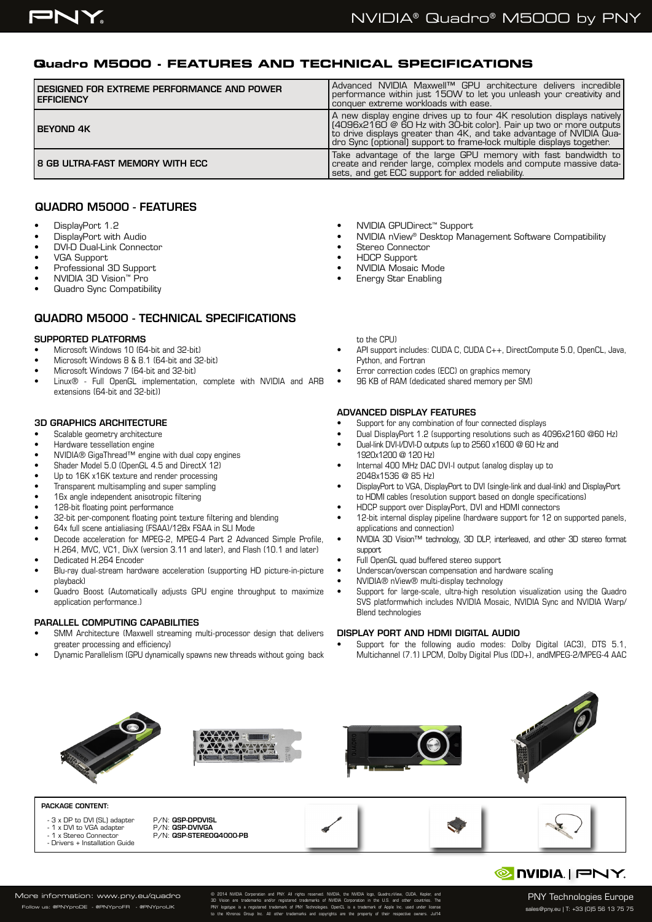## Quadro M5000 - FEATURES AND TECHNICAL SPECIFICATIONS

| | |
|---|---|
| DESIGNED FOR EXTREME PERFORMANCE AND POWER EFFICIENCY | Advanced NVIDIA Maxwell™ GPU architecture delivers incredible performance within just 150W to let you unleash your creativity and conquer extreme workloads with ease. |
| BEYOND 4K | A new display engine drives up to four 4K resolution displays natively (4096x2160 @ 60 Hz with 30-bit color). Pair up two or more outputs to drive displays greater than 4K, and take advantage of NVIDIA Quadro Sync (optional) support to frame-lock multiple displays together. |
| 8 GB ULTRA-FAST MEMORY WITH ECC | Take advantage of the large GPU memory with fast bandwidth to create and render large, complex models and compute massive datasets, and get ECC support for added reliability. |

### QUADRO M5000 - FEATURES

- DisplayPort 1.2
- DisplayPort with Audio
- DVI-D Dual-Link Connector
- VGA Support
- Professional 3D Support
- NVIDIA 3D Vision™ Pro
- Quadro Sync Compatibility
- NVIDIA GPUDirect™ Support
- NVIDIA nView® Desktop Management Software Compatibility
- Stereo Connector
- HDCP Support
- NVIDIA Mosaic Mode
- Energy Star Enabling

### QUADRO M5000 - TECHNICAL SPECIFICATIONS

#### SUPPORTED PLATFORMS

- Microsoft Windows 10 (64-bit and 32-bit)
- Microsoft Windows 8 & 8.1 (64-bit and 32-bit)
- Microsoft Windows 7 (64-bit and 32-bit)
- Linux® - Full OpenGL implementation, complete with NVIDIA and ARB extensions (64-bit and 32-bit))

#### 3D GRAPHICS ARCHITECTURE

- Scalable geometry architecture
- Hardware tessellation engine
- NVIDIA® GigaThread™ engine with dual copy engines
- Shader Model 5.0 (OpenGL 4.5 and DirectX 12)
- Up to 16K x16K texture and render processing
- Transparent multisampling and super sampling
- 16x angle independent anisotropic filtering
- 128-bit floating point performance
- 32-bit per-component floating point texture filtering and blending
- 64x full scene antialiasing (FSAA)/128x FSAA in SLI Mode
- Decode acceleration for MPEG-2, MPEG-4 Part 2 Advanced Simple Profile, H.264, MVC, VC1, DivX (version 3.11 and later), and Flash (10.1 and later)
- Dedicated H.264 Encoder
- Blu-ray dual-stream hardware acceleration (supporting HD picture-in-picture playback)
- Quadro Boost (Automatically adjusts GPU engine throughput to maximize application performance.)

#### PARALLEL COMPUTING CAPABILITIES

- SMM Architecture (Maxwell streaming multi-processor design that delivers greater processing and efficiency)
- Dynamic Parallelism (GPU dynamically spawns new threads without going back to the CPU)
- API support includes: CUDA C, CUDA C++, DirectCompute 5.0, OpenCL, Java, Python, and Fortran
- Error correction codes (ECC) on graphics memory
- 96 KB of RAM (dedicated shared memory per SM)

#### ADVANCED DISPLAY FEATURES

- Support for any combination of four connected displays
- Dual DisplayPort 1.2 (supporting resolutions such as 4096x2160 @60 Hz)
- Dual-link DVI-I/DVI-D outputs (up to 2560 x1600 @ 60 Hz and 1920x1200 @ 120 Hz)
- Internal 400 MHz DAC DVI-I output (analog display up to 2048x1536 @ 85 Hz)
- DisplayPort to VGA, DisplayPort to DVI (single-link and dual-link) and DisplayPort to HDMI cables (resolution support based on dongle specifications)
- HDCP support over DisplayPort, DVI and HDMI connectors
- 12-bit internal display pipeline (hardware support for 12 on supported panels, applications and connection)
- NVIDIA 3D Vision™ technology, 3D DLP, interleaved, and other 3D stereo format support
- Full OpenGL quad buffered stereo support
- Underscan/overscan compensation and hardware scaling
- NVIDIA® nView® multi-display technology
- Support for large-scale, ultra-high resolution visualization using the Quadro SVS platformwhich includes NVIDIA Mosaic, NVIDIA Sync and NVIDIA Warp/Blend technologies

#### DISPLAY PORT AND HDMI DIGITAL AUDIO

- Support for the following audio modes: Dolby Digital (AC3), DTS 5.1, Multichannel (7.1) LPCM, Dolby Digital Plus (DD+), andMPEG-2/MPEG-4 AAC

**PACKAGE CONTENT:**

- 3 x DP to DVI (SL) adapter — P/N: **QSP-DPDVISL**
- 1 x DVI to VGA adapter — P/N: **QSP-DVIVGA**
- 1 x Stereo Connector — P/N: **QSP-STEREOQ4000-PB**
- Drivers + Installation Guide

More information: www.pny.eu/quadro

Follow us: @PNYproDE - @PNYproFR - @PNYproUK

© 2014 NVIDIA Corporation and PNY. All rights reserved. NVIDIA, the NVIDIA logo, Quadro,nView, CUDA, Kepler, and 3D Vision are trademarks and/or registered trademarks of NVIDIA Corporation in the U.S. and other countries. The PNY logotype is a registered trademark of PNY Technologies. OpenCL is a trademark of Apple Inc. used under license to the Khronos Group Inc. All other trademarks and copyrights are the property of their respective owners. Jul14

PNY Technologies Europe

sales@pny.eu | T: +33 (0)5 56 13 75 75